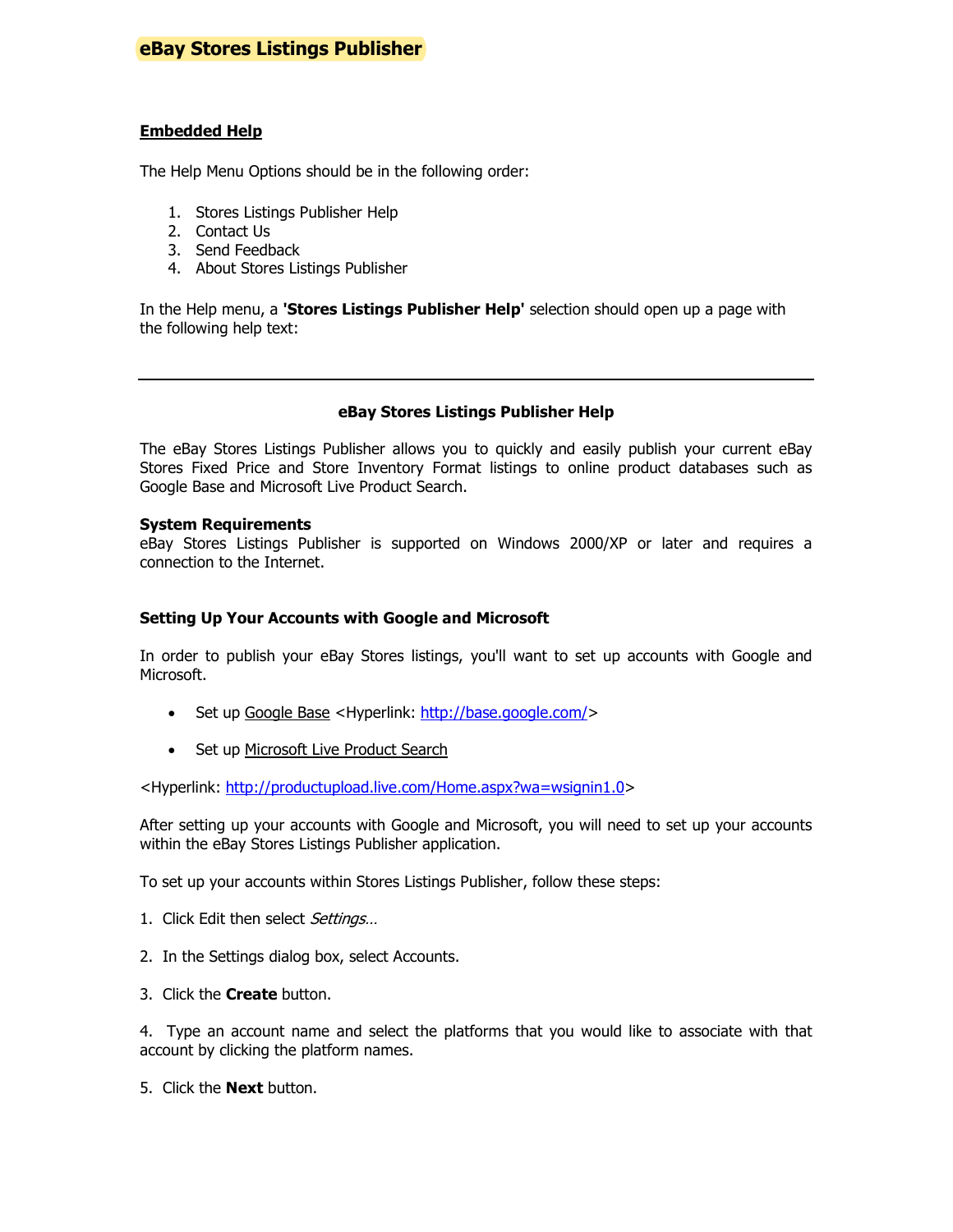# eBay Stores Listings Publisher

## Embedded Help

The Help Menu Options should be in the following order:

1. Stores Listings Publisher Help
2. Contact Us
3. Send Feedback
4. About Stores Listings Publisher

In the Help menu, a **'Stores Listings Publisher Help'** selection should open up a page with the following help text:

---

### eBay Stores Listings Publisher Help

The eBay Stores Listings Publisher allows you to quickly and easily publish your current eBay Stores Fixed Price and Store Inventory Format listings to online product databases such as Google Base and Microsoft Live Product Search.

**System Requirements**
eBay Stores Listings Publisher is supported on Windows 2000/XP or later and requires a connection to the Internet.

**Setting Up Your Accounts with Google and Microsoft**

In order to publish your eBay Stores listings, you'll want to set up accounts with Google and Microsoft.

- Set up Google Base <Hyperlink: http://base.google.com/>

- Set up Microsoft Live Product Search

<Hyperlink: http://productupload.live.com/Home.aspx?wa=wsignin1.0>

After setting up your accounts with Google and Microsoft, you will need to set up your accounts within the eBay Stores Listings Publisher application.

To set up your accounts within Stores Listings Publisher, follow these steps:

1. Click Edit then select *Settings…*

2. In the Settings dialog box, select Accounts.

3. Click the **Create** button.

4. Type an account name and select the platforms that you would like to associate with that account by clicking the platform names.

5. Click the **Next** button.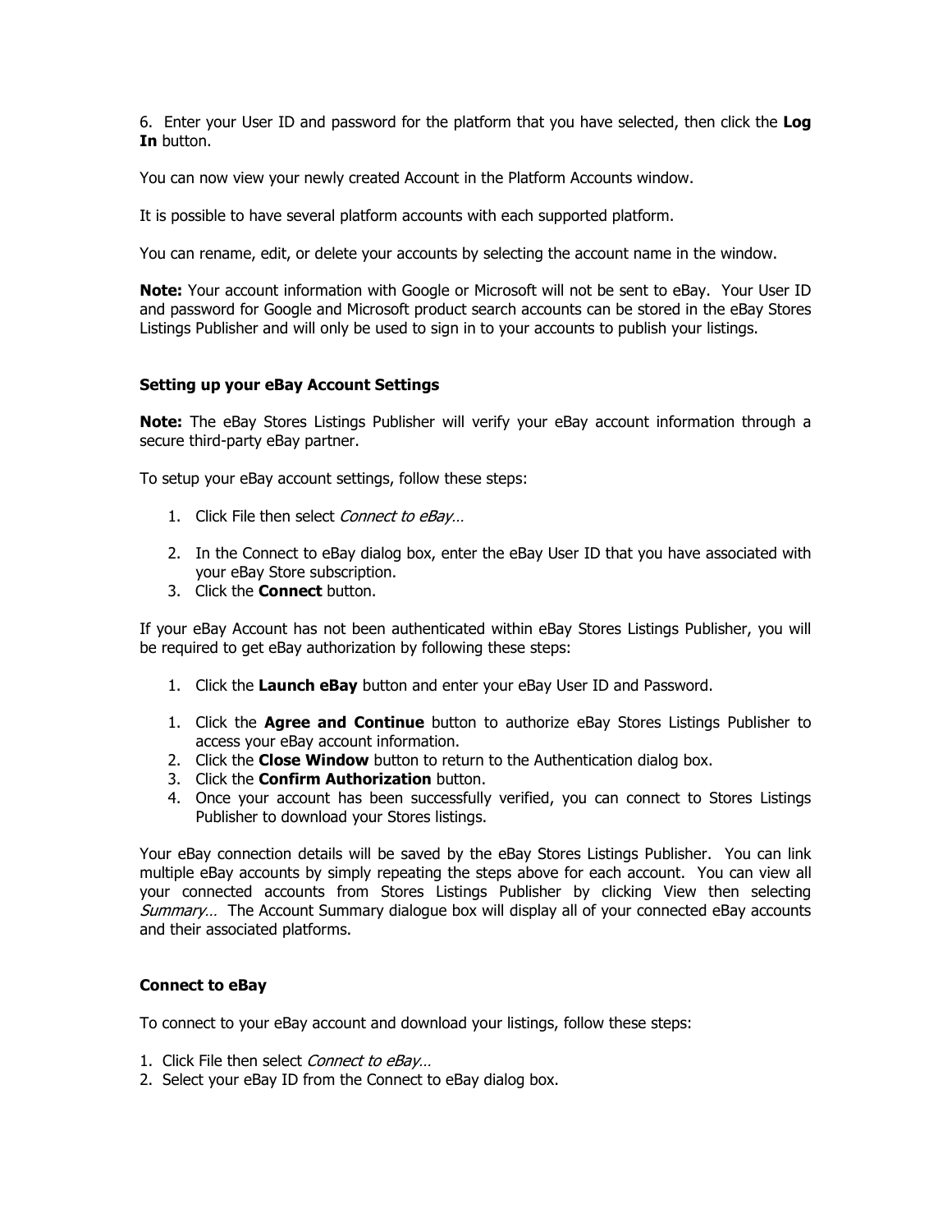6. Enter your User ID and password for the platform that you have selected, then click the **Log In** button.

You can now view your newly created Account in the Platform Accounts window.

It is possible to have several platform accounts with each supported platform.

You can rename, edit, or delete your accounts by selecting the account name in the window.

**Note:** Your account information with Google or Microsoft will not be sent to eBay. Your User ID and password for Google and Microsoft product search accounts can be stored in the eBay Stores Listings Publisher and will only be used to sign in to your accounts to publish your listings.

### Setting up your eBay Account Settings

**Note:** The eBay Stores Listings Publisher will verify your eBay account information through a secure third-party eBay partner.

To setup your eBay account settings, follow these steps:

1. Click File then select *Connect to eBay…*
2. In the Connect to eBay dialog box, enter the eBay User ID that you have associated with your eBay Store subscription.
3. Click the **Connect** button.

If your eBay Account has not been authenticated within eBay Stores Listings Publisher, you will be required to get eBay authorization by following these steps:

1. Click the **Launch eBay** button and enter your eBay User ID and Password.

1. Click the **Agree and Continue** button to authorize eBay Stores Listings Publisher to access your eBay account information.
2. Click the **Close Window** button to return to the Authentication dialog box.
3. Click the **Confirm Authorization** button.
4. Once your account has been successfully verified, you can connect to Stores Listings Publisher to download your Stores listings.

Your eBay connection details will be saved by the eBay Stores Listings Publisher. You can link multiple eBay accounts by simply repeating the steps above for each account. You can view all your connected accounts from Stores Listings Publisher by clicking View then selecting *Summary…* The Account Summary dialogue box will display all of your connected eBay accounts and their associated platforms.

### Connect to eBay

To connect to your eBay account and download your listings, follow these steps:

1. Click File then select *Connect to eBay…*
2. Select your eBay ID from the Connect to eBay dialog box.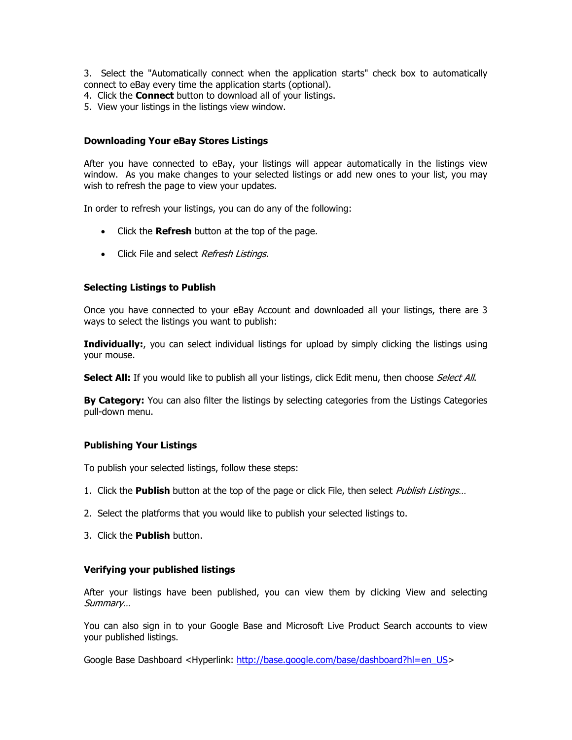3. Select the "Automatically connect when the application starts" check box to automatically connect to eBay every time the application starts (optional).
4. Click the **Connect** button to download all of your listings.
5. View your listings in the listings view window.

### Downloading Your eBay Stores Listings

After you have connected to eBay, your listings will appear automatically in the listings view window. As you make changes to your selected listings or add new ones to your list, you may wish to refresh the page to view your updates.

In order to refresh your listings, you can do any of the following:

- Click the **Refresh** button at the top of the page.
- Click File and select *Refresh Listings*.

### Selecting Listings to Publish

Once you have connected to your eBay Account and downloaded all your listings, there are 3 ways to select the listings you want to publish:

**Individually:**, you can select individual listings for upload by simply clicking the listings using your mouse.

**Select All:** If you would like to publish all your listings, click Edit menu, then choose *Select All*.

**By Category:** You can also filter the listings by selecting categories from the Listings Categories pull-down menu.

### Publishing Your Listings

To publish your selected listings, follow these steps:

1. Click the **Publish** button at the top of the page or click File, then select *Publish Listings…*
2. Select the platforms that you would like to publish your selected listings to.
3. Click the **Publish** button.

### Verifying your published listings

After your listings have been published, you can view them by clicking View and selecting *Summary…*

You can also sign in to your Google Base and Microsoft Live Product Search accounts to view your published listings.

Google Base Dashboard <Hyperlink: http://base.google.com/base/dashboard?hl=en_US>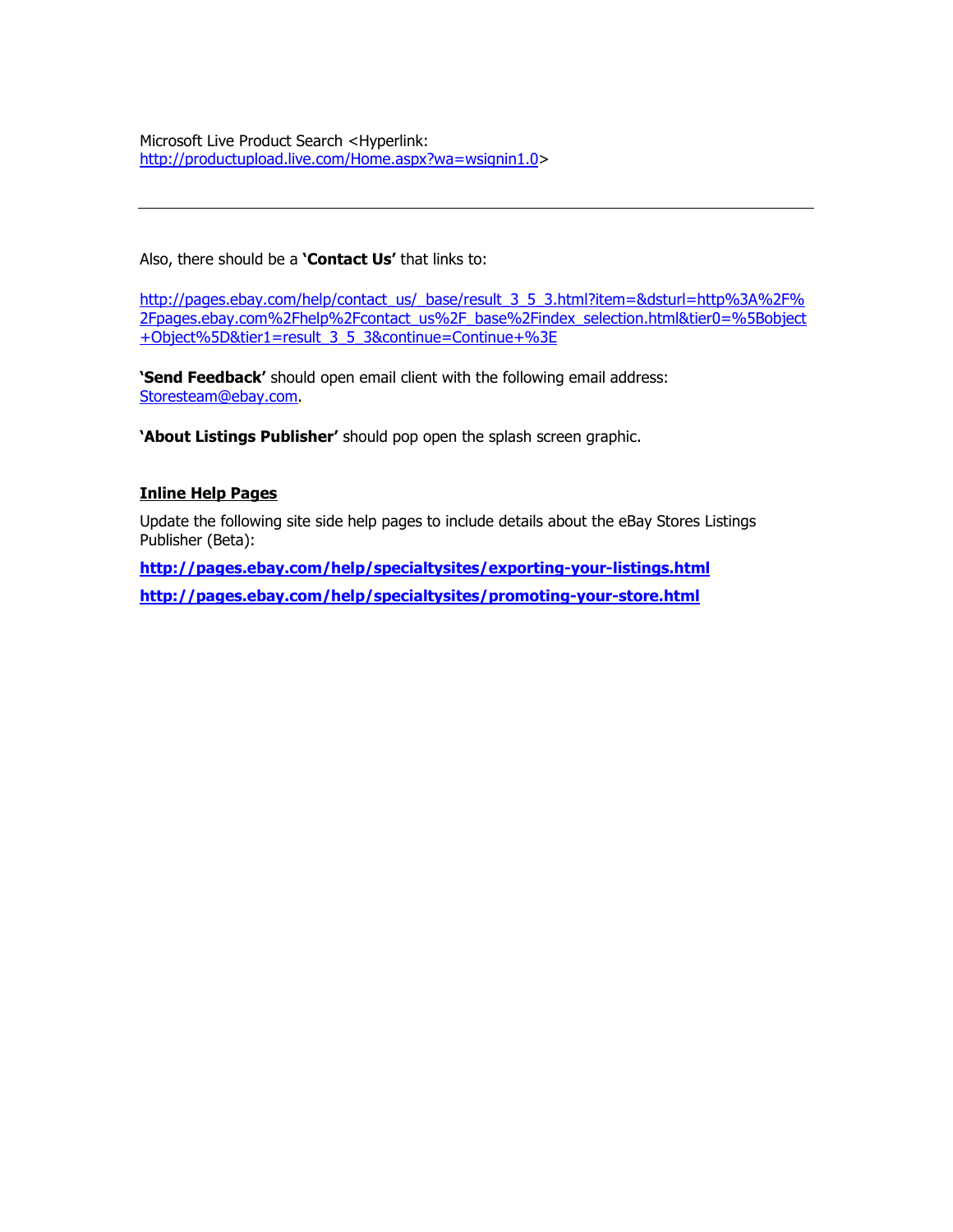Microsoft Live Product Search <Hyperlink: http://productupload.live.com/Home.aspx?wa=wsignin1.0>

---

Also, there should be a **'Contact Us'** that links to:

http://pages.ebay.com/help/contact_us/_base/result_3_5_3.html?item=&dsturl=http%3A%2F%2Fpages.ebay.com%2Fhelp%2Fcontact_us%2F_base%2Findex_selection.html&tier0=%5Bobject+Object%5D&tier1=result_3_5_3&continue=Continue+%3E

**'Send Feedback'** should open email client with the following email address: Storesteam@ebay.com.

**'About Listings Publisher'** should pop open the splash screen graphic.

**Inline Help Pages**

Update the following site side help pages to include details about the eBay Stores Listings Publisher (Beta):

**http://pages.ebay.com/help/specialtysites/exporting-your-listings.html**

**http://pages.ebay.com/help/specialtysites/promoting-your-store.html**